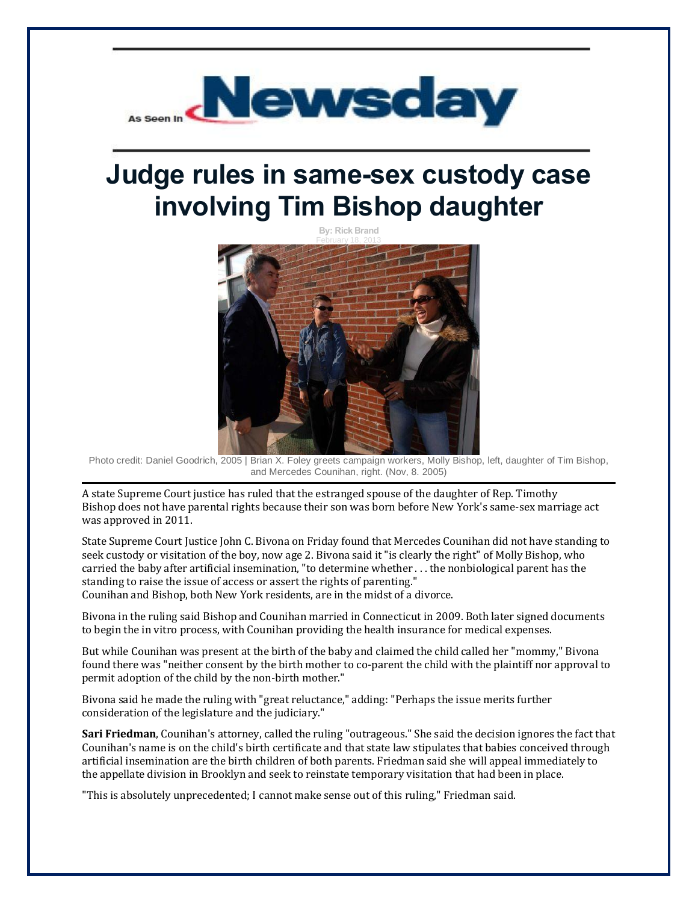As Seen In **Newsday**

# Judge rules in same-sex custody case involving Tim Bishop daughter

By: Rick Brand
February 18, 2013

Photo credit: Daniel Goodrich, 2005 | Brian X. Foley greets campaign workers, Molly Bishop, left, daughter of Tim Bishop, and Mercedes Counihan, right. (Nov, 8. 2005)

A state Supreme Court justice has ruled that the estranged spouse of the daughter of Rep. Timothy Bishop does not have parental rights because their son was born before New York's same-sex marriage act was approved in 2011.

State Supreme Court Justice John C. Bivona on Friday found that Mercedes Counihan did not have standing to seek custody or visitation of the boy, now age 2. Bivona said it "is clearly the right" of Molly Bishop, who carried the baby after artificial insemination, "to determine whether . . . the nonbiological parent has the standing to raise the issue of access or assert the rights of parenting."
Counihan and Bishop, both New York residents, are in the midst of a divorce.

Bivona in the ruling said Bishop and Counihan married in Connecticut in 2009. Both later signed documents to begin the in vitro process, with Counihan providing the health insurance for medical expenses.

But while Counihan was present at the birth of the baby and claimed the child called her "mommy," Bivona found there was "neither consent by the birth mother to co-parent the child with the plaintiff nor approval to permit adoption of the child by the non-birth mother."

Bivona said he made the ruling with "great reluctance," adding: "Perhaps the issue merits further consideration of the legislature and the judiciary."

**Sari Friedman**, Counihan's attorney, called the ruling "outrageous." She said the decision ignores the fact that Counihan's name is on the child's birth certificate and that state law stipulates that babies conceived through artificial insemination are the birth children of both parents. Friedman said she will appeal immediately to the appellate division in Brooklyn and seek to reinstate temporary visitation that had been in place.

"This is absolutely unprecedented; I cannot make sense out of this ruling," Friedman said.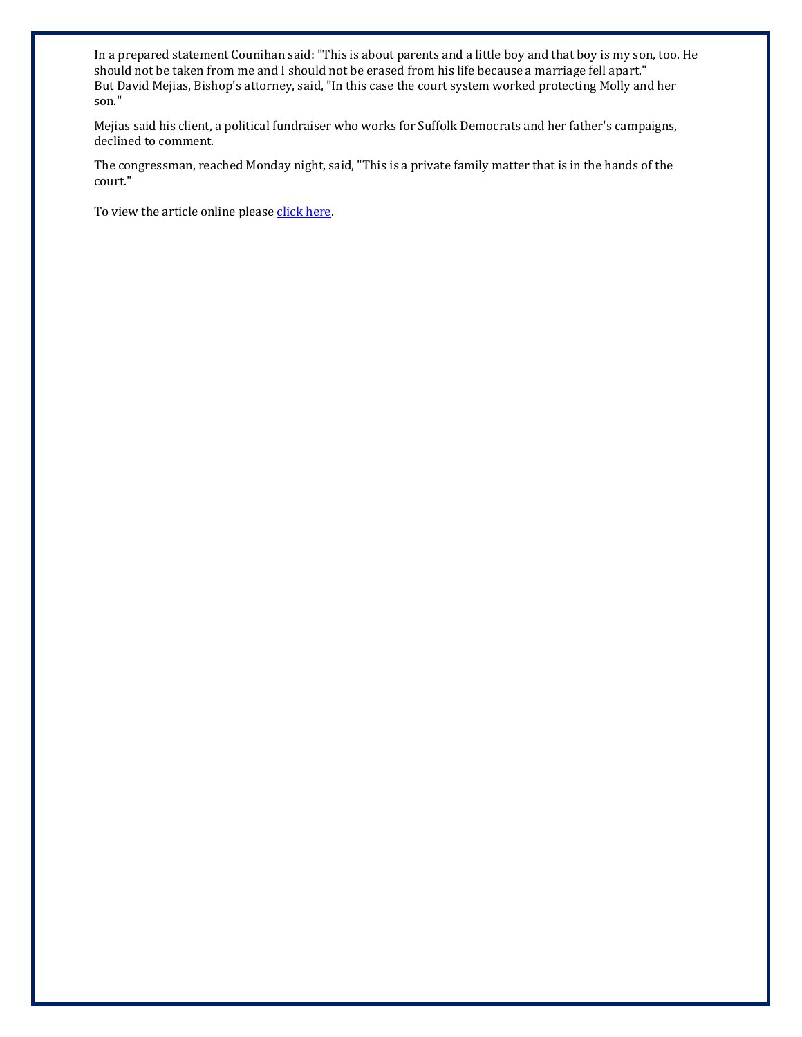In a prepared statement Counihan said: "This is about parents and a little boy and that boy is my son, too. He should not be taken from me and I should not be erased from his life because a marriage fell apart."
But David Mejias, Bishop's attorney, said, "In this case the court system worked protecting Molly and her son."

Mejias said his client, a political fundraiser who works for Suffolk Democrats and her father's campaigns, declined to comment.

The congressman, reached Monday night, said, "This is a private family matter that is in the hands of the court."

To view the article online please click here.